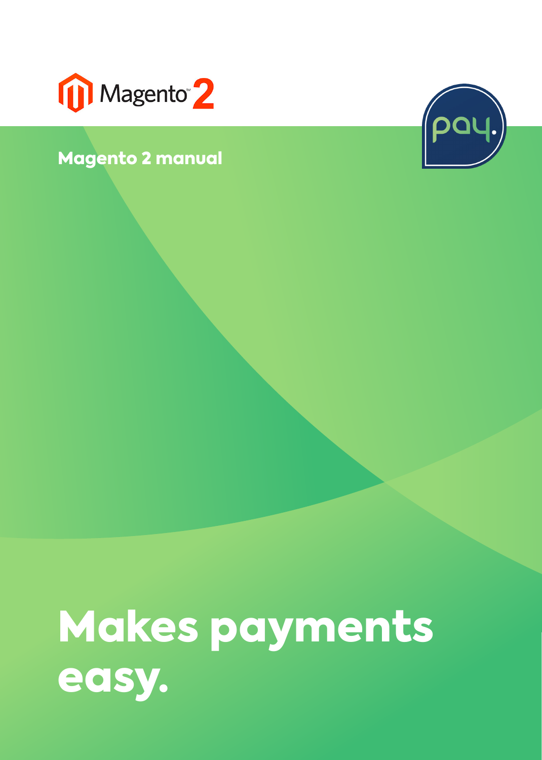Magento 2

# Magento 2 manual

pay.

# Makes payments easy.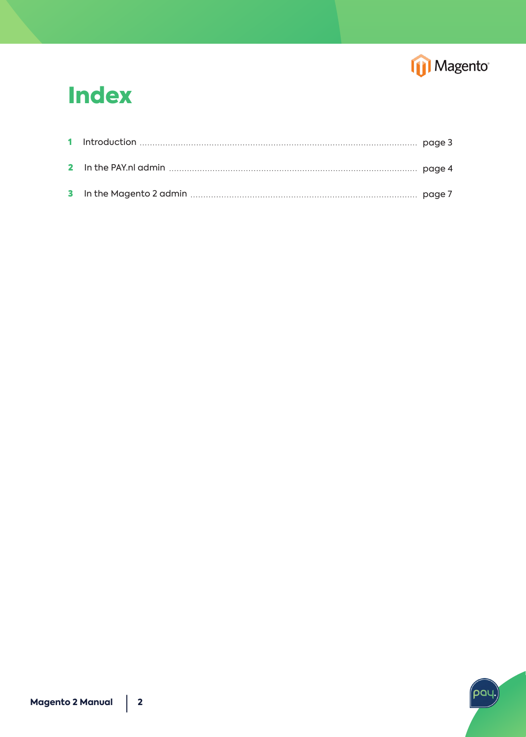# Index

| | | |
|---|---|---|
| 1 | Introduction | page 3 |
| 2 | In the PAY.nl admin | page 4 |
| 3 | In the Magento 2 admin | page 7 |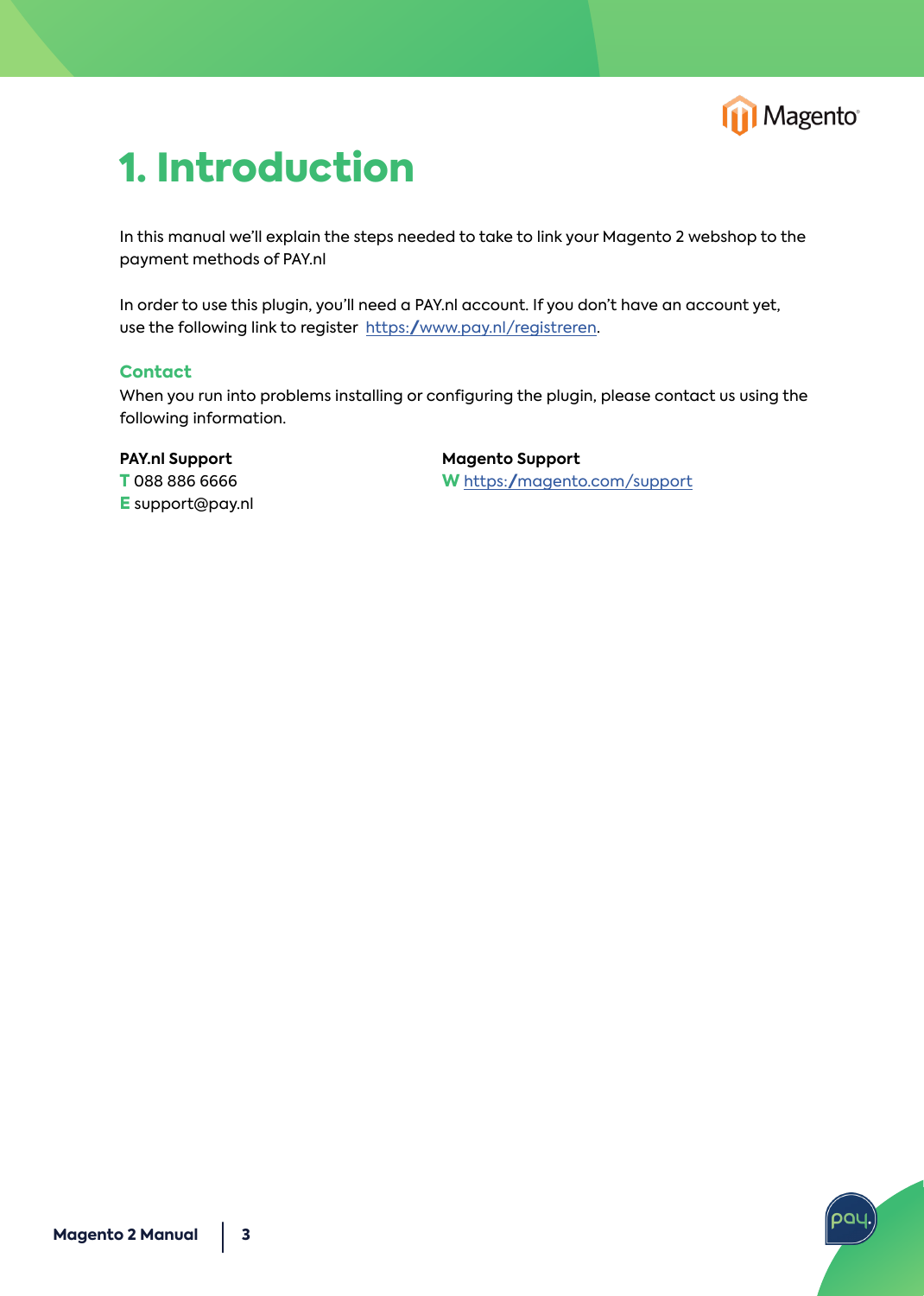# 1. Introduction

In this manual we'll explain the steps needed to take to link your Magento 2 webshop to the payment methods of PAY.nl

In order to use this plugin, you'll need a PAY.nl account. If you don't have an account yet, use the following link to register https://www.pay.nl/registreren.

## Contact

When you run into problems installing or configuring the plugin, please contact us using the following information.

**PAY.nl Support**
**T** 088 886 6666
**E** support@pay.nl

**Magento Support**
**W** https://magento.com/support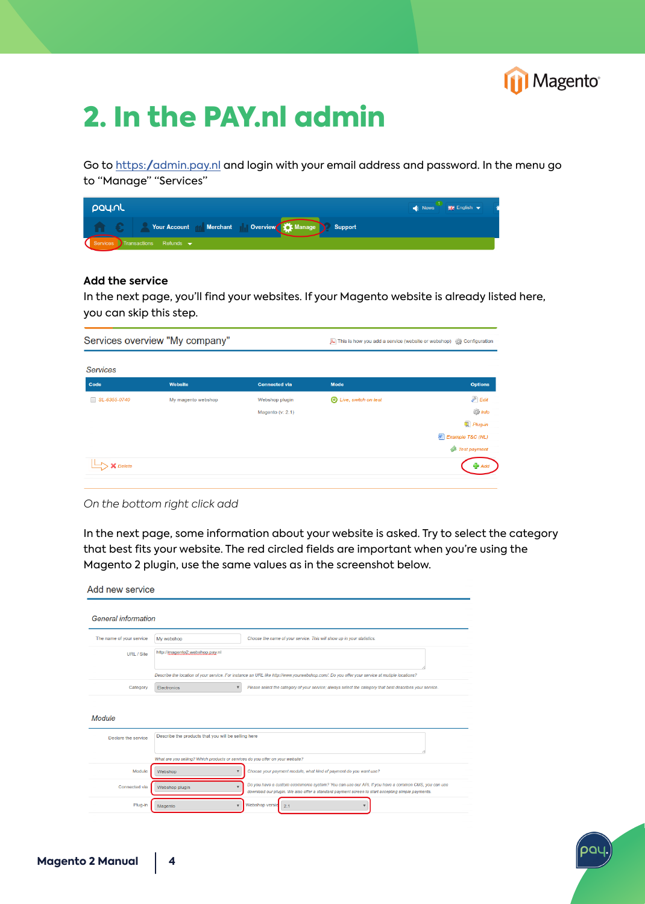# 2. In the PAY.nl admin

Go to https://admin.pay.nl and login with your email address and password. In the menu go to "Manage" "Services"

### Add the service

In the next page, you'll find your websites. If your Magento website is already listed here, you can skip this step.

*On the bottom right click add*

In the next page, some information about your website is asked. Try to select the category that best fits your website. The red circled fields are important when you're using the Magento 2 plugin, use the same values as in the screenshot below.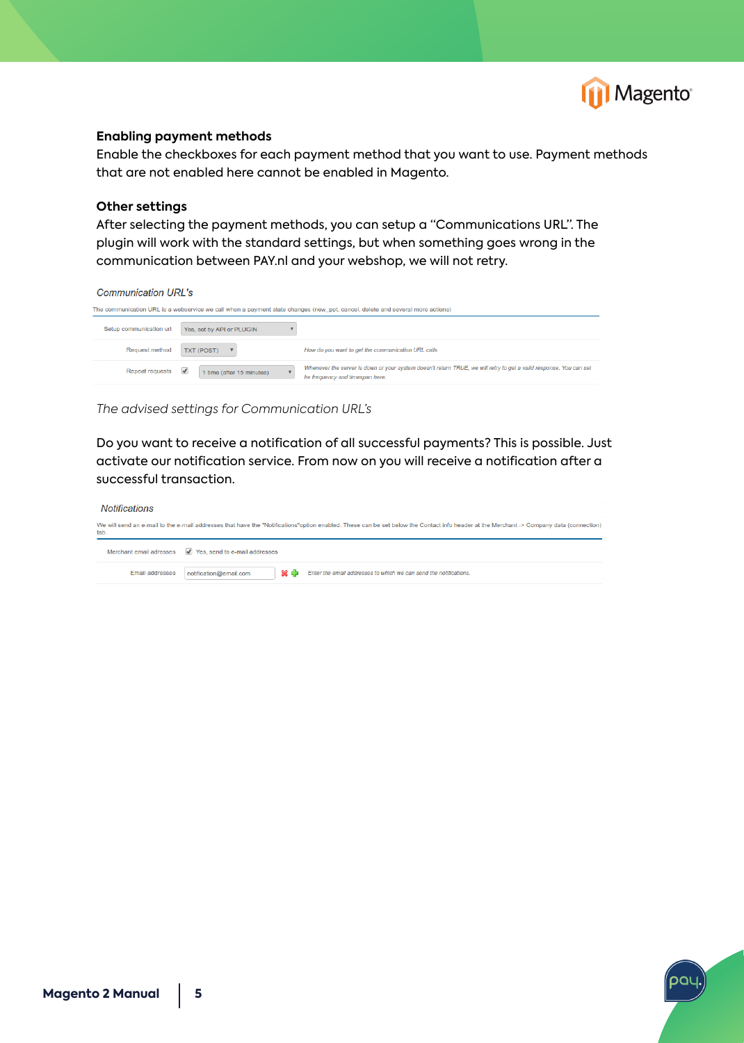**Enabling payment methods**

Enable the checkboxes for each payment method that you want to use. Payment methods that are not enabled here cannot be enabled in Magento.

**Other settings**

After selecting the payment methods, you can setup a "Communications URL". The plugin will work with the standard settings, but when something goes wrong in the communication between PAY.nl and your webshop, we will not retry.

*Communication URL's*

The communication URL is a webservice we call when a payment state changes (new_ppt, cancel, delete and several more actions)

| | | |
|---|---|---|
| Setup communication url | Yes, set by API or PLUGIN | |
| Request method | TXT (POST) | How do you want to get the communication URL calls |
| Repeat requests | ☑ 1 time (after 15 minutes) | Whenever the server is down or your system doesn't return TRUE, we will retry to get a valid response. You can set he frequency and timespan here. |

*The advised settings for Communication URL's*

Do you want to receive a notification of all successful payments? This is possible. Just activate our notification service. From now on you will receive a notification after a successful transaction.

*Notifications*

We will send an e-mail to the e-mail addresses that have the "Notifications"option enabled. These can be set below the Contact info header at the Merchant -> Company data (connection) tab

| | | |
|---|---|---|
| Merchant email adresses | ☑ Yes, send to e-mail addresses | |
| Email addresses | notification@email.com | Enter the email addresses to which we can send the notifications. |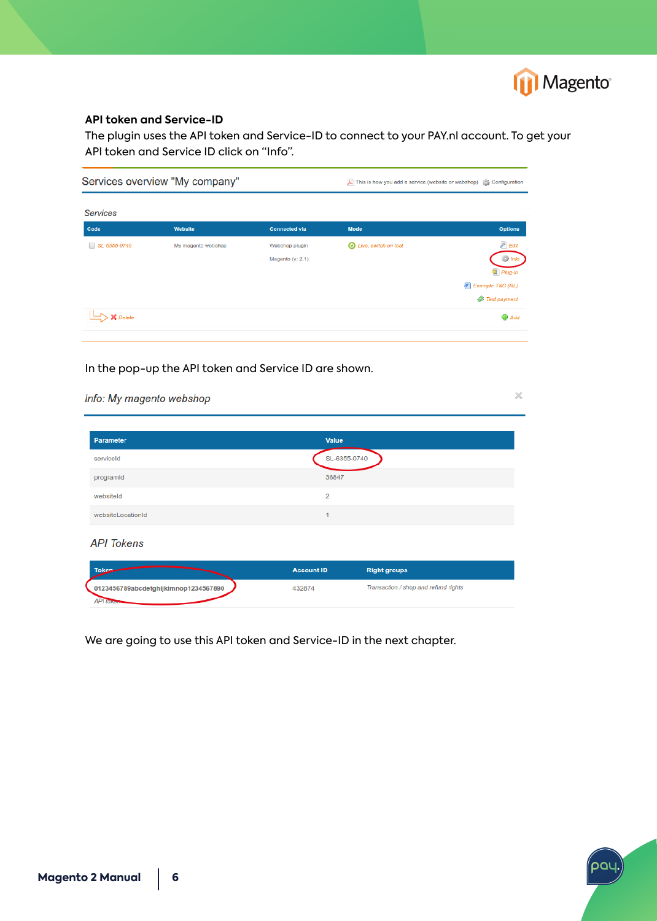**API token and Service-ID**

The plugin uses the API token and Service-ID to connect to your PAY.nl account. To get your API token and Service ID click on “Info”.

Services overview "My company"

This is how you add a service (website or webshop) Configuration

*Services*

| Code | Website | Connected via | Mode | Options |
|---|---|---|---|---|
| SL-6355-0740 | My magento webshop | Webshop plugin<br>Magento (v: 2.1) | Live, switch on test | Edit<br>Info<br>Plug-in<br>Example T&C (NL)<br>Test payment |

Delete Add

In the pop-up the API token and Service ID are shown.

*Info: My magento webshop*

| Parameter | Value |
|---|---|
| serviceId | SL-6355-0740 |
| programId | 36847 |
| websiteId | 2 |
| websiteLocationId | 1 |

*API Tokens*

| Token | Account ID | Right groups |
|---|---|---|
| 0123456789abcdefghijklmnop1234567890<br>API token | 432874 | Transaction / shop and refund rights |

We are going to use this API token and Service-ID in the next chapter.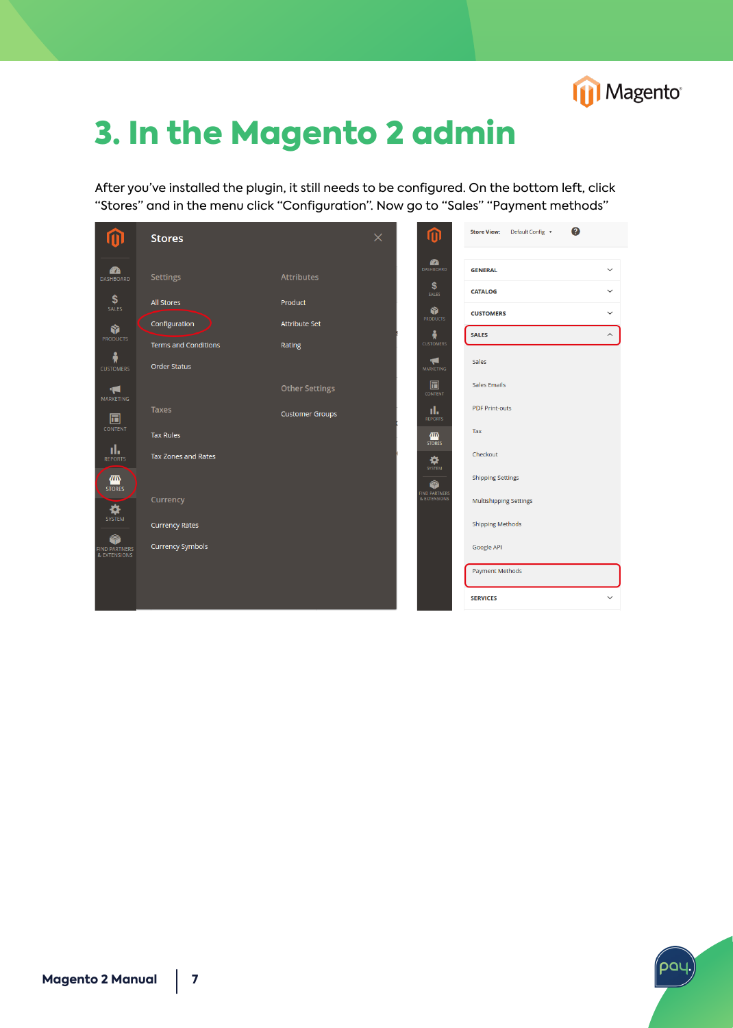# 3. In the Magento 2 admin

After you've installed the plugin, it still needs to be configured. On the bottom left, click "Stores" and in the menu click "Configuration". Now go to "Sales" "Payment methods"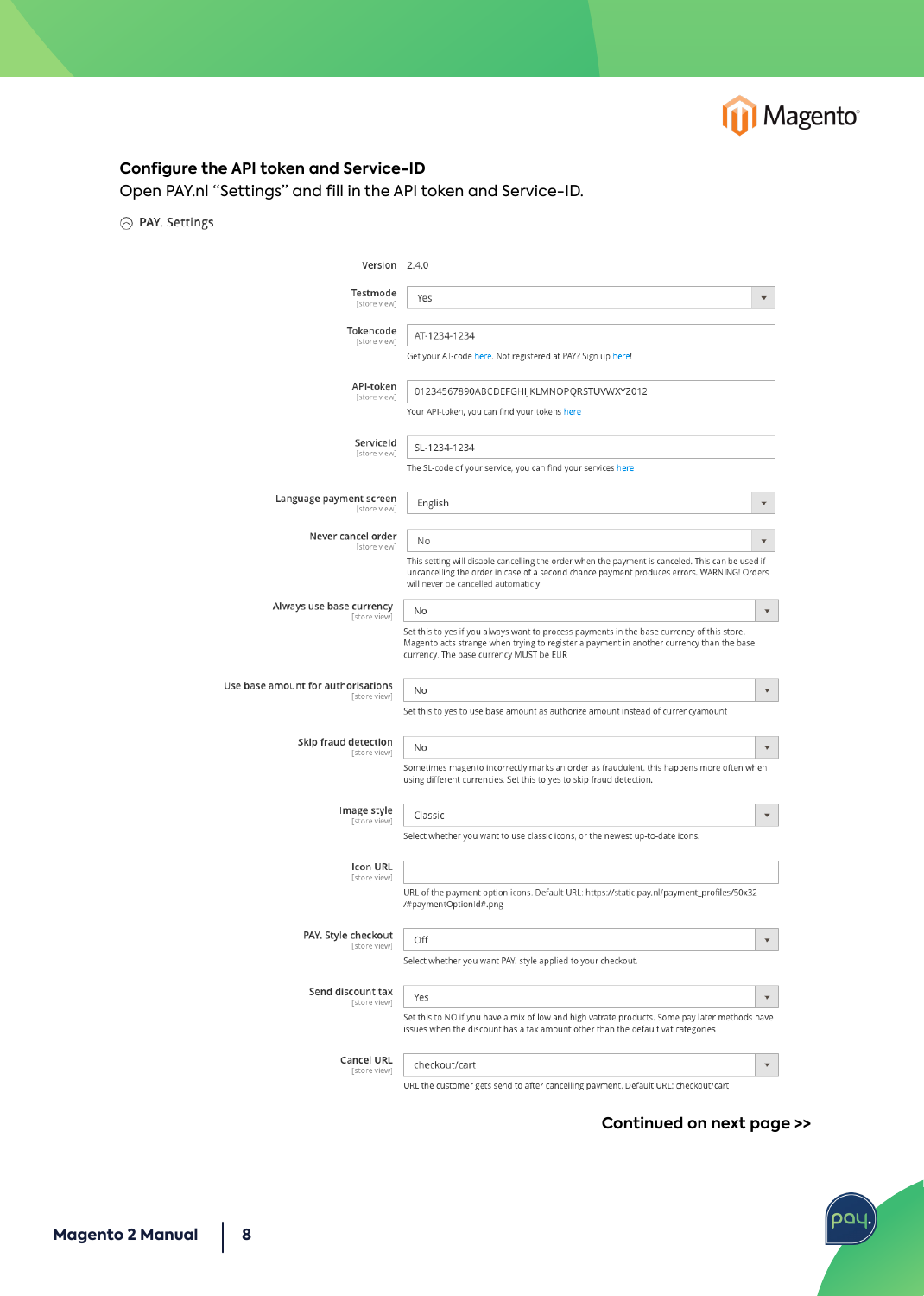## Configure the API token and Service-ID

Open PAY.nl "Settings" and fill in the API token and Service-ID.

PAY. Settings

| Setting | Value | Description |
|---|---|---|
| Version | 2.4.0 | |
| Testmode [store view] | Yes | |
| Tokencode [store view] | AT-1234-1234 | Get your AT-code here. Not registered at PAY? Sign up here! |
| API-token [store view] | 01234567890ABCDEFGHIJKLMNOPQRSTUVWXYZ012 | Your API-token, you can find your tokens here |
| ServiceId [store view] | SL-1234-1234 | The SL-code of your service, you can find your services here |
| Language payment screen [store view] | English | |
| Never cancel order [store view] | No | This setting will disable cancelling the order when the payment is canceled. This can be used if uncancelling the order in case of a second chance payment produces errors. WARNING! Orders will never be cancelled automaticly |
| Always use base currency [store view] | No | Set this to yes if you always want to process payments in the base currency of this store. Magento acts strange when trying to register a payment in another currency than the base currency. The base currency MUST be EUR |
| Use base amount for authorisations [store view] | No | Set this to yes to use base amount as authorize amount instead of currencyamount |
| Skip fraud detection [store view] | No | Sometimes magento incorrectly marks an order as fraudulent. this happens more often when using different currencies. Set this to yes to skip fraud detection. |
| Image style [store view] | Classic | Select whether you want to use classic icons, or the newest up-to-date icons. |
| Icon URL [store view] | | URL of the payment option icons. Default URL: https://static.pay.nl/payment_profiles/50x32/#paymentOptionId#.png |
| PAY. Style checkout [store view] | Off | Select whether you want PAY. style applied to your checkout. |
| Send discount tax [store view] | Yes | Set this to NO if you have a mix of low and high vatrate products. Some pay later methods have issues when the discount has a tax amount other than the default vat categories |
| Cancel URL [store view] | checkout/cart | URL the customer gets send to after cancelling payment. Default URL: checkout/cart |

**Continued on next page >>**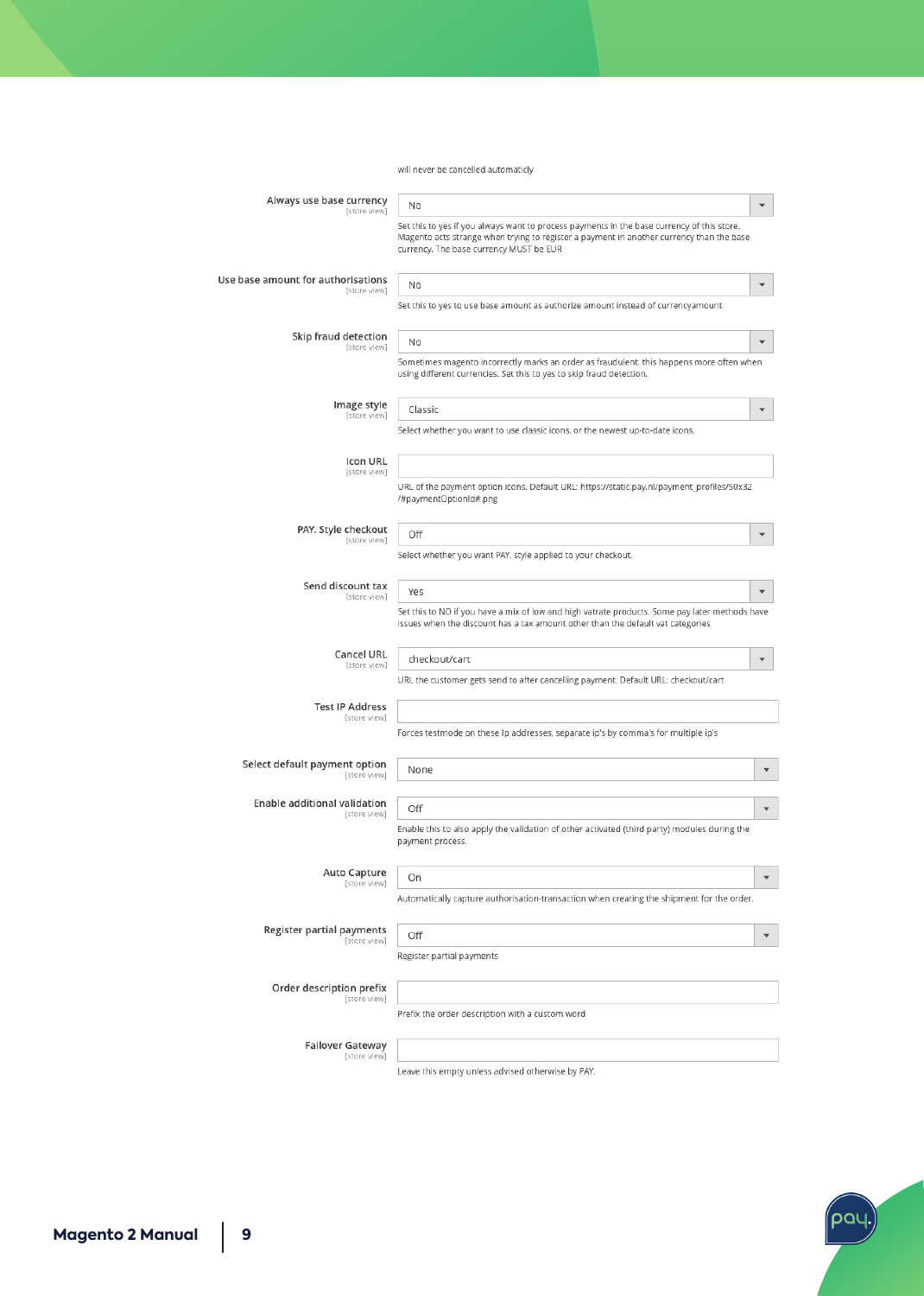will never be cancelled automaticly

**Always use base currency** [store view]
No
Set this to yes if you always want to process payments in the base currency of this store. Magento acts strange when trying to register a payment in another currency than the base currency. The base currency MUST be EUR

**Use base amount for authorisations** [store view]
No
Set this to yes to use base amount as authorize amount instead of currencyamount

**Skip fraud detection** [store view]
No
Sometimes magento incorrectly marks an order as fraudulent. this happens more often when using different currencies. Set this to yes to skip fraud detection.

**Image style** [store view]
Classic
Select whether you want to use classic icons, or the newest up-to-date icons.

**Icon URL** [store view]
URL of the payment option icons. Default URL: https://static.pay.nl/payment_profiles/50x32/#paymentOptionId#.png

**PAY. Style checkout** [store view]
Off
Select whether you want PAY. style applied to your checkout.

**Send discount tax** [store view]
Yes
Set this to NO if you have a mix of low and high vatrate products. Some pay later methods have issues when the discount has a tax amount other than the default vat categories

**Cancel URL** [store view]
checkout/cart
URL the customer gets send to after cancelling payment. Default URL: checkout/cart

**Test IP Address** [store view]
Forces testmode on these Ip addresses, separate ip's by comma's for multiple ip's

**Select default payment option** [store view]
None

**Enable additional validation** [store view]
Off
Enable this to also apply the validation of other activated (third party) modules during the payment process.

**Auto Capture** [store view]
On
Automatically capture authorisation-transaction when creating the shipment for the order.

**Register partial payments** [store view]
Off
Register partial payments

**Order description prefix** [store view]
Prefix the order description with a custom word

**Failover Gateway** [store view]
Leave this empty unless advised otherwise by PAY.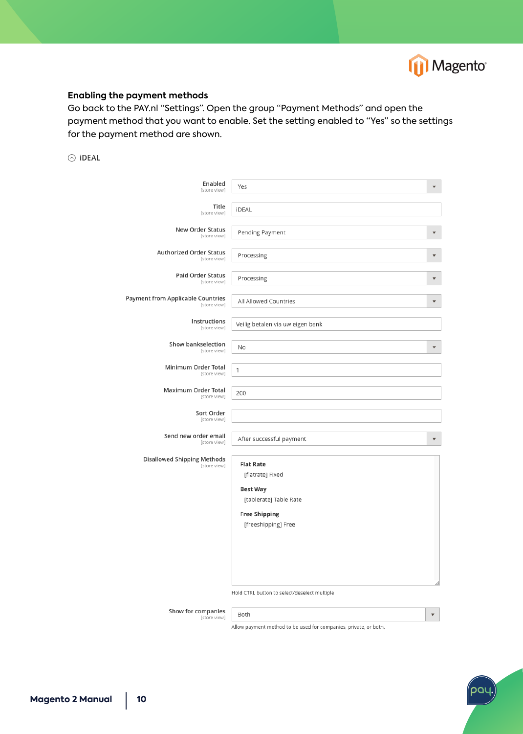### Enabling the payment methods

Go back to the PAY.nl "Settings". Open the group "Payment Methods" and open the payment method that you want to enable. Set the setting enabled to "Yes" so the settings for the payment method are shown.

iDEAL

| Setting | Value |
|---|---|
| Enabled [store view] | Yes |
| Title [store view] | iDEAL |
| New Order Status [store view] | Pending Payment |
| Authorized Order Status [store view] | Processing |
| Paid Order Status [store view] | Processing |
| Payment from Applicable Countries [store view] | All Allowed Countries |
| Instructions [store view] | Veilig betalen via uw eigen bank |
| Show bankselection [store view] | No |
| Minimum Order Total [store view] | 1 |
| Maximum Order Total [store view] | 200 |
| Sort Order [store view] | |
| Send new order email [store view] | After successful payment |
| Disallowed Shipping Methods [store view] | Flat Rate: [flatrate] Fixed; Best Way: [tablerate] Table Rate; Free Shipping: [freeshipping] Free (Hold CTRL button to select/deselect multiple) |
| Show for companies [store view] | Both (Allow payment method to be used for companies, private, or both.) |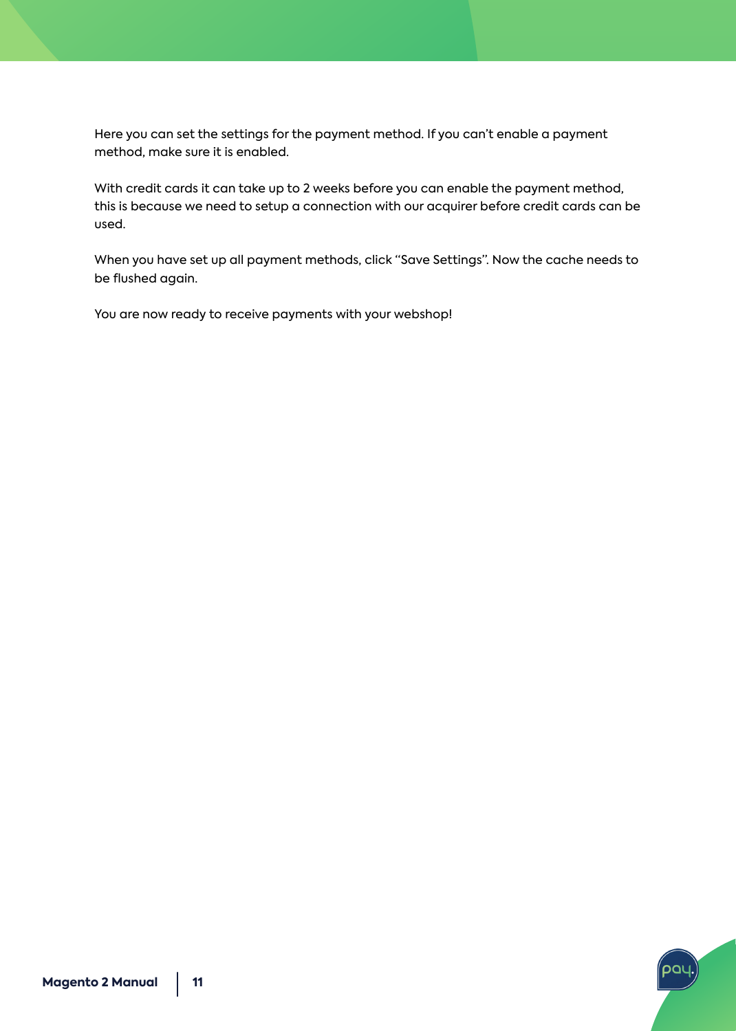Here you can set the settings for the payment method. If you can't enable a payment method, make sure it is enabled.

With credit cards it can take up to 2 weeks before you can enable the payment method, this is because we need to setup a connection with our acquirer before credit cards can be used.

When you have set up all payment methods, click "Save Settings". Now the cache needs to be flushed again.

You are now ready to receive payments with your webshop!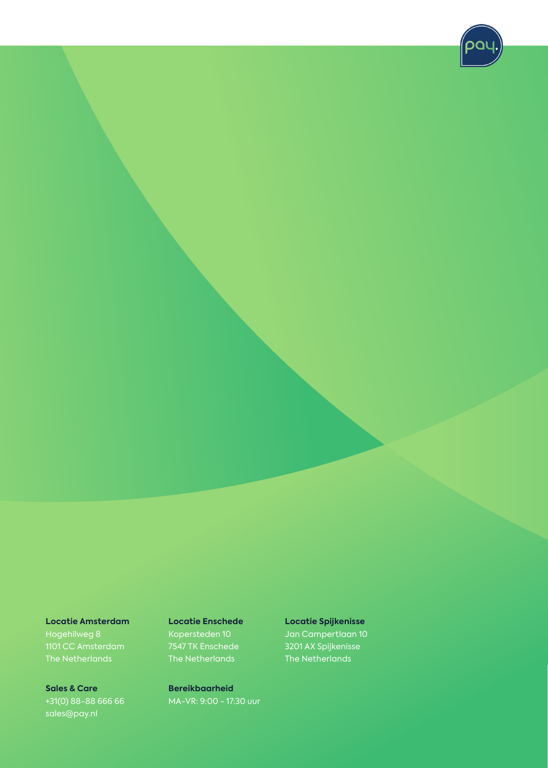**Locatie Amsterdam**
Hogehilweg 8
1101 CC Amsterdam
The Netherlands

**Locatie Enschede**
Kopersteden 10
7547 TK Enschede
The Netherlands

**Locatie Spijkenisse**
Jan Campertlaan 10
3201 AX Spijkenisse
The Netherlands

**Sales & Care**
+31(0) 88-88 666 66
sales@pay.nl

**Bereikbaarheid**
MA-VR: 9:00 - 17:30 uur